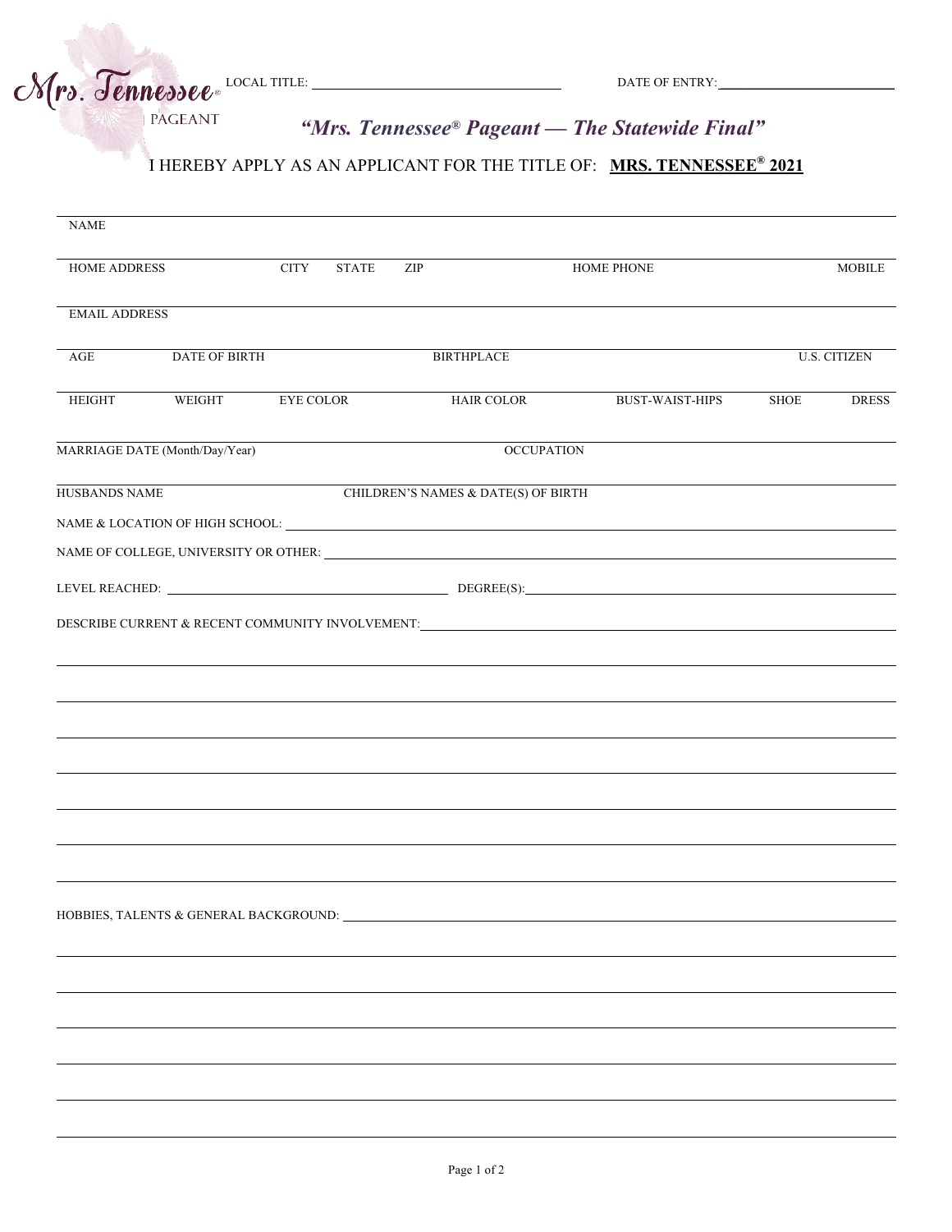Mrs. Tennessee® PAGEANT

LOCAL TITLE: ______________________ DATE OF ENTRY: ______________________

## *"Mrs. Tennessee® Pageant — The Statewide Final"*

I HEREBY APPLY AS AN APPLICANT FOR THE TITLE OF: **MRS. TENNESSEE® 2021**

NAME

HOME ADDRESS | CITY | STATE | ZIP | HOME PHONE | MOBILE

EMAIL ADDRESS

AGE | DATE OF BIRTH | BIRTHPLACE | U.S. CITIZEN

HEIGHT | WEIGHT | EYE COLOR | HAIR COLOR | BUST-WAIST-HIPS | SHOE | DRESS

MARRIAGE DATE (Month/Day/Year) | OCCUPATION

HUSBANDS NAME | CHILDREN'S NAMES & DATE(S) OF BIRTH

NAME & LOCATION OF HIGH SCHOOL: ______________________

NAME OF COLLEGE, UNIVERSITY OR OTHER: ______________________

LEVEL REACHED: ______________________ DEGREE(S): ______________________

DESCRIBE CURRENT & RECENT COMMUNITY INVOLVEMENT: ______________________

HOBBIES, TALENTS & GENERAL BACKGROUND: ______________________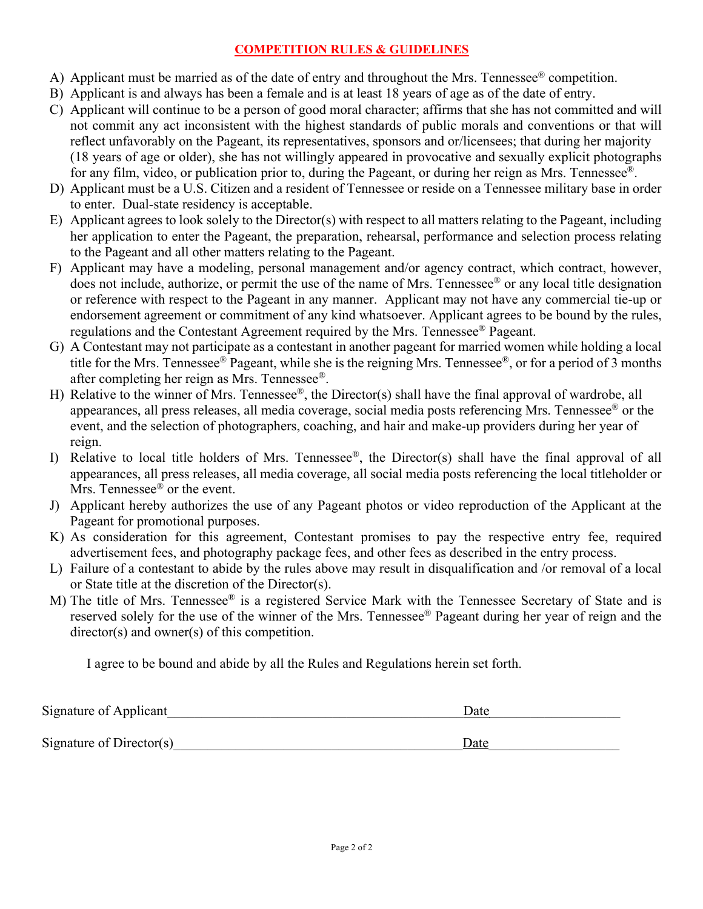## COMPETITION RULES & GUIDELINES

A) Applicant must be married as of the date of entry and throughout the Mrs. Tennessee® competition.

B) Applicant is and always has been a female and is at least 18 years of age as of the date of entry.

C) Applicant will continue to be a person of good moral character; affirms that she has not committed and will not commit any act inconsistent with the highest standards of public morals and conventions or that will reflect unfavorably on the Pageant, its representatives, sponsors and or/licensees; that during her majority (18 years of age or older), she has not willingly appeared in provocative and sexually explicit photographs for any film, video, or publication prior to, during the Pageant, or during her reign as Mrs. Tennessee®.

D) Applicant must be a U.S. Citizen and a resident of Tennessee or reside on a Tennessee military base in order to enter. Dual-state residency is acceptable.

E) Applicant agrees to look solely to the Director(s) with respect to all matters relating to the Pageant, including her application to enter the Pageant, the preparation, rehearsal, performance and selection process relating to the Pageant and all other matters relating to the Pageant.

F) Applicant may have a modeling, personal management and/or agency contract, which contract, however, does not include, authorize, or permit the use of the name of Mrs. Tennessee® or any local title designation or reference with respect to the Pageant in any manner. Applicant may not have any commercial tie-up or endorsement agreement or commitment of any kind whatsoever. Applicant agrees to be bound by the rules, regulations and the Contestant Agreement required by the Mrs. Tennessee® Pageant.

G) A Contestant may not participate as a contestant in another pageant for married women while holding a local title for the Mrs. Tennessee® Pageant, while she is the reigning Mrs. Tennessee®, or for a period of 3 months after completing her reign as Mrs. Tennessee®.

H) Relative to the winner of Mrs. Tennessee®, the Director(s) shall have the final approval of wardrobe, all appearances, all press releases, all media coverage, social media posts referencing Mrs. Tennessee® or the event, and the selection of photographers, coaching, and hair and make-up providers during her year of reign.

I) Relative to local title holders of Mrs. Tennessee®, the Director(s) shall have the final approval of all appearances, all press releases, all media coverage, all social media posts referencing the local titleholder or Mrs. Tennessee® or the event.

J) Applicant hereby authorizes the use of any Pageant photos or video reproduction of the Applicant at the Pageant for promotional purposes.

K) As consideration for this agreement, Contestant promises to pay the respective entry fee, required advertisement fees, and photography package fees, and other fees as described in the entry process.

L) Failure of a contestant to abide by the rules above may result in disqualification and /or removal of a local or State title at the discretion of the Director(s).

M) The title of Mrs. Tennessee® is a registered Service Mark with the Tennessee Secretary of State and is reserved solely for the use of the winner of the Mrs. Tennessee® Pageant during her year of reign and the director(s) and owner(s) of this competition.

I agree to be bound and abide by all the Rules and Regulations herein set forth.

Signature of Applicant__________________________________________ Date__________________

Signature of Director(s)_________________________________________ Date__________________